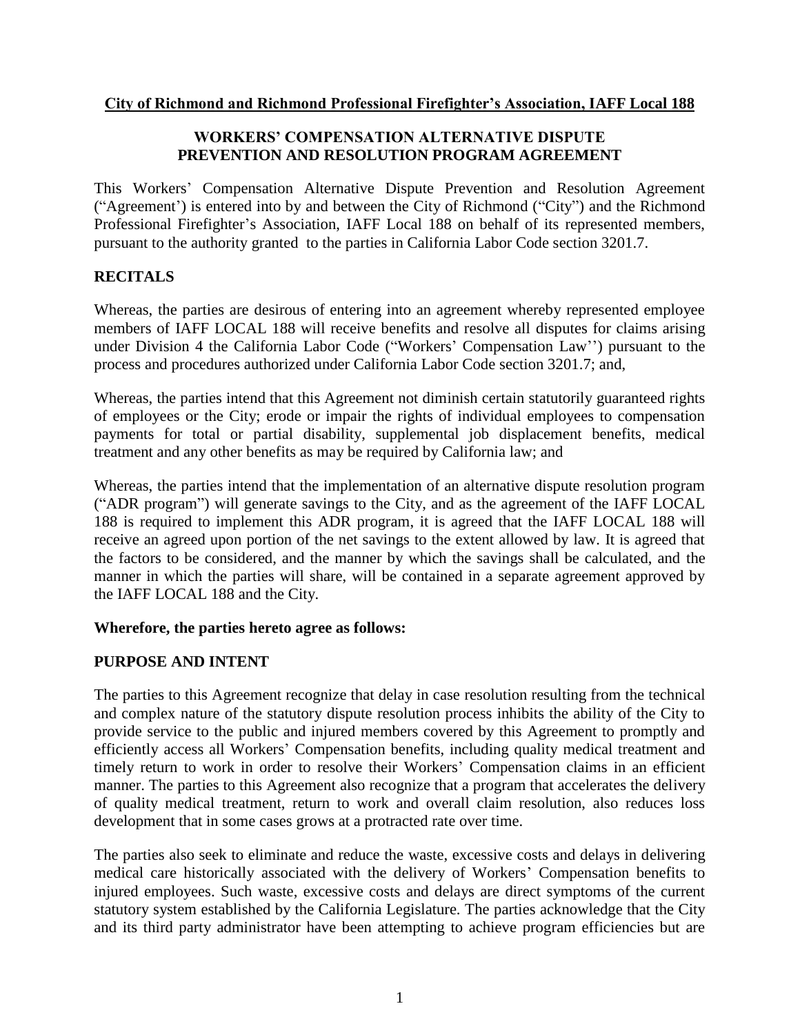**City of Richmond and Richmond Professional Firefighter's Association, IAFF Local 188**

## WORKERS' COMPENSATION ALTERNATIVE DISPUTE PREVENTION AND RESOLUTION PROGRAM AGREEMENT

This Workers' Compensation Alternative Dispute Prevention and Resolution Agreement ("Agreement') is entered into by and between the City of Richmond ("City") and the Richmond Professional Firefighter's Association, IAFF Local 188 on behalf of its represented members, pursuant to the authority granted to the parties in California Labor Code section 3201.7.

## RECITALS

Whereas, the parties are desirous of entering into an agreement whereby represented employee members of IAFF LOCAL 188 will receive benefits and resolve all disputes for claims arising under Division 4 the California Labor Code ("Workers' Compensation Law'') pursuant to the process and procedures authorized under California Labor Code section 3201.7; and,

Whereas, the parties intend that this Agreement not diminish certain statutorily guaranteed rights of employees or the City; erode or impair the rights of individual employees to compensation payments for total or partial disability, supplemental job displacement benefits, medical treatment and any other benefits as may be required by California law; and

Whereas, the parties intend that the implementation of an alternative dispute resolution program ("ADR program") will generate savings to the City, and as the agreement of the IAFF LOCAL 188 is required to implement this ADR program, it is agreed that the IAFF LOCAL 188 will receive an agreed upon portion of the net savings to the extent allowed by law. It is agreed that the factors to be considered, and the manner by which the savings shall be calculated, and the manner in which the parties will share, will be contained in a separate agreement approved by the IAFF LOCAL 188 and the City.

**Wherefore, the parties hereto agree as follows:**

## PURPOSE AND INTENT

The parties to this Agreement recognize that delay in case resolution resulting from the technical and complex nature of the statutory dispute resolution process inhibits the ability of the City to provide service to the public and injured members covered by this Agreement to promptly and efficiently access all Workers' Compensation benefits, including quality medical treatment and timely return to work in order to resolve their Workers' Compensation claims in an efficient manner. The parties to this Agreement also recognize that a program that accelerates the delivery of quality medical treatment, return to work and overall claim resolution, also reduces loss development that in some cases grows at a protracted rate over time.

The parties also seek to eliminate and reduce the waste, excessive costs and delays in delivering medical care historically associated with the delivery of Workers' Compensation benefits to injured employees. Such waste, excessive costs and delays are direct symptoms of the current statutory system established by the California Legislature. The parties acknowledge that the City and its third party administrator have been attempting to achieve program efficiencies but are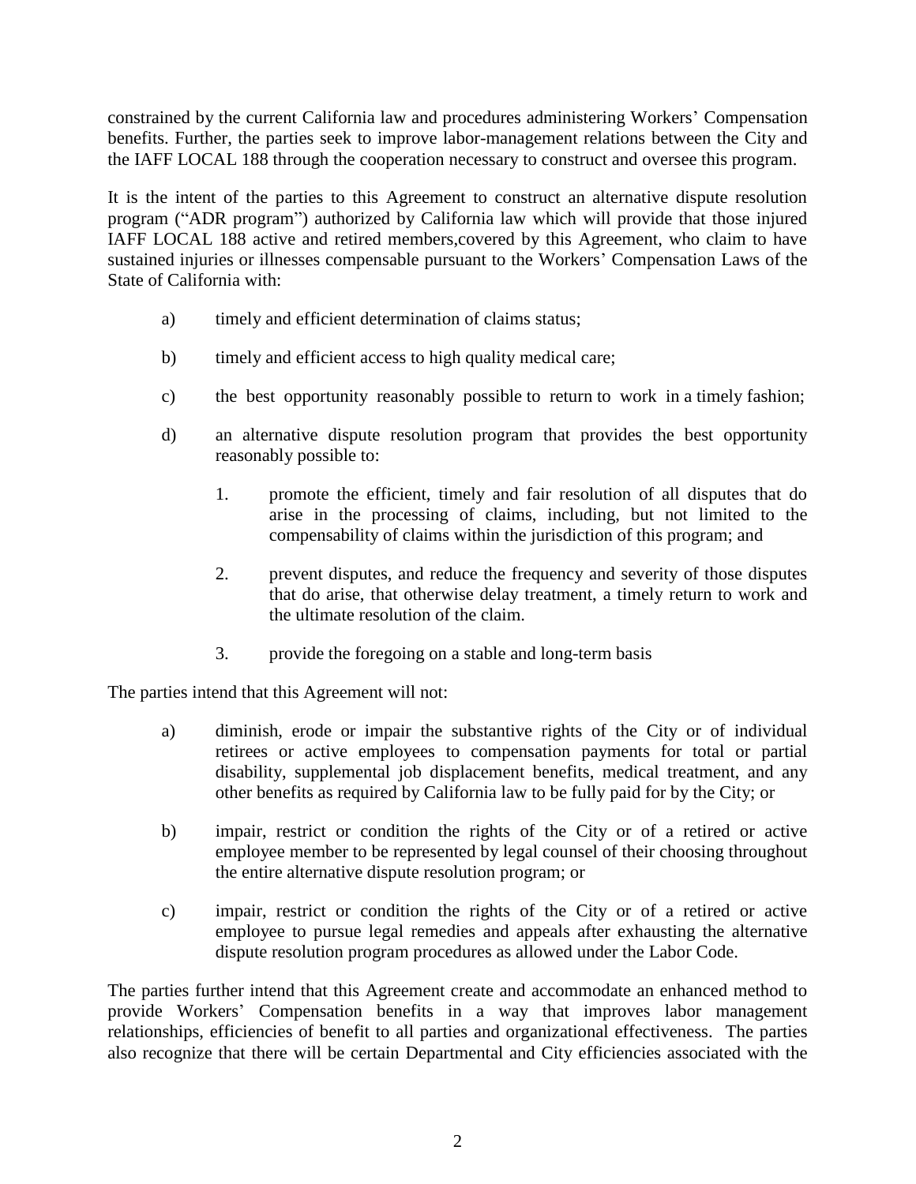constrained by the current California law and procedures administering Workers' Compensation benefits. Further, the parties seek to improve labor-management relations between the City and the IAFF LOCAL 188 through the cooperation necessary to construct and oversee this program.

It is the intent of the parties to this Agreement to construct an alternative dispute resolution program ("ADR program") authorized by California law which will provide that those injured IAFF LOCAL 188 active and retired members,covered by this Agreement, who claim to have sustained injuries or illnesses compensable pursuant to the Workers' Compensation Laws of the State of California with:

a) timely and efficient determination of claims status;

b) timely and efficient access to high quality medical care;

c) the best opportunity reasonably possible to return to work in a timely fashion;

d) an alternative dispute resolution program that provides the best opportunity reasonably possible to:

   1. promote the efficient, timely and fair resolution of all disputes that do arise in the processing of claims, including, but not limited to the compensability of claims within the jurisdiction of this program; and

   2. prevent disputes, and reduce the frequency and severity of those disputes that do arise, that otherwise delay treatment, a timely return to work and the ultimate resolution of the claim.

   3. provide the foregoing on a stable and long-term basis

The parties intend that this Agreement will not:

a) diminish, erode or impair the substantive rights of the City or of individual retirees or active employees to compensation payments for total or partial disability, supplemental job displacement benefits, medical treatment, and any other benefits as required by California law to be fully paid for by the City; or

b) impair, restrict or condition the rights of the City or of a retired or active employee member to be represented by legal counsel of their choosing throughout the entire alternative dispute resolution program; or

c) impair, restrict or condition the rights of the City or of a retired or active employee to pursue legal remedies and appeals after exhausting the alternative dispute resolution program procedures as allowed under the Labor Code.

The parties further intend that this Agreement create and accommodate an enhanced method to provide Workers' Compensation benefits in a way that improves labor management relationships, efficiencies of benefit to all parties and organizational effectiveness. The parties also recognize that there will be certain Departmental and City efficiencies associated with the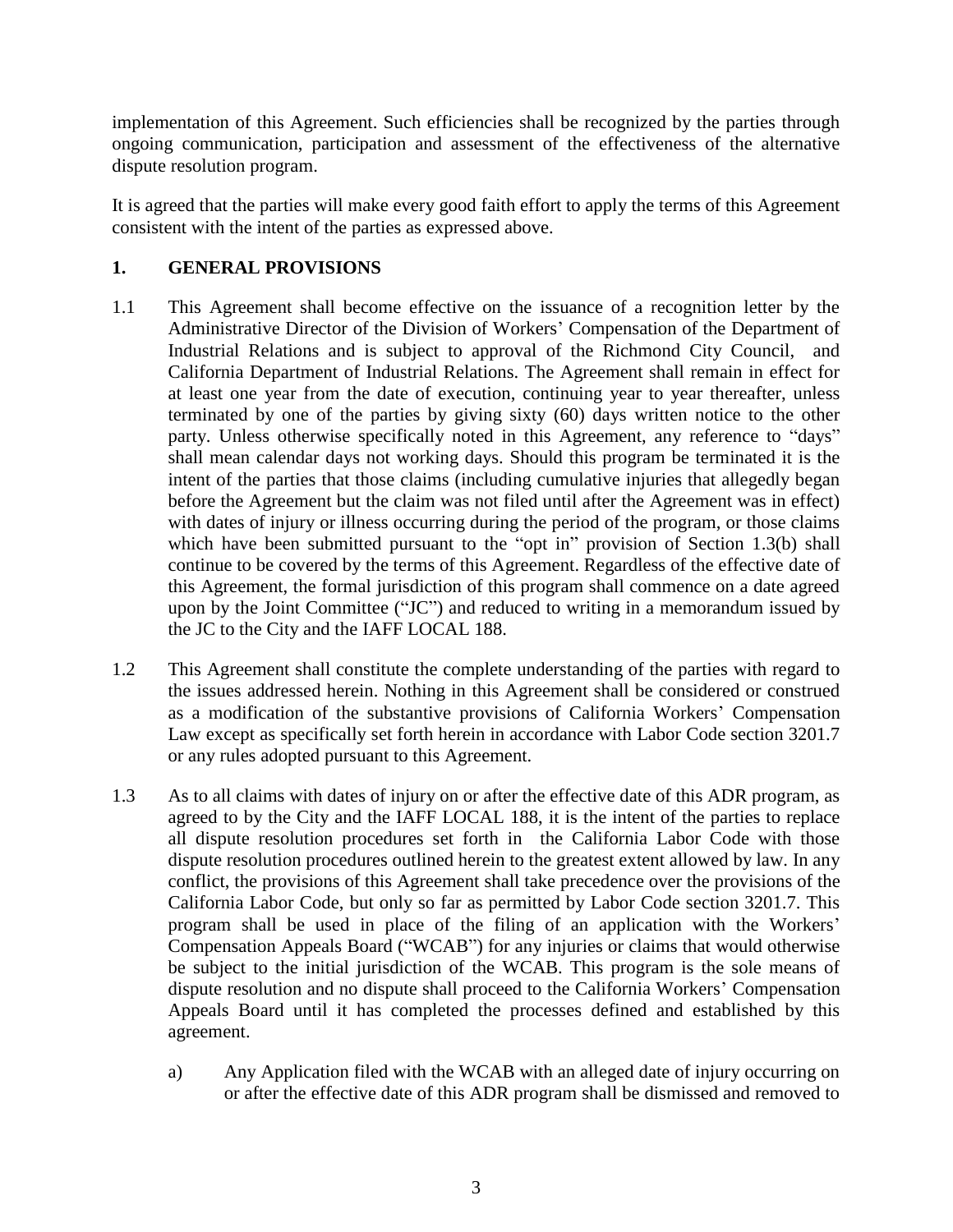implementation of this Agreement. Such efficiencies shall be recognized by the parties through ongoing communication, participation and assessment of the effectiveness of the alternative dispute resolution program.

It is agreed that the parties will make every good faith effort to apply the terms of this Agreement consistent with the intent of the parties as expressed above.

## 1. GENERAL PROVISIONS

1.1 This Agreement shall become effective on the issuance of a recognition letter by the Administrative Director of the Division of Workers' Compensation of the Department of Industrial Relations and is subject to approval of the Richmond City Council, and California Department of Industrial Relations. The Agreement shall remain in effect for at least one year from the date of execution, continuing year to year thereafter, unless terminated by one of the parties by giving sixty (60) days written notice to the other party. Unless otherwise specifically noted in this Agreement, any reference to "days" shall mean calendar days not working days. Should this program be terminated it is the intent of the parties that those claims (including cumulative injuries that allegedly began before the Agreement but the claim was not filed until after the Agreement was in effect) with dates of injury or illness occurring during the period of the program, or those claims which have been submitted pursuant to the "opt in" provision of Section 1.3(b) shall continue to be covered by the terms of this Agreement. Regardless of the effective date of this Agreement, the formal jurisdiction of this program shall commence on a date agreed upon by the Joint Committee ("JC") and reduced to writing in a memorandum issued by the JC to the City and the IAFF LOCAL 188.

1.2 This Agreement shall constitute the complete understanding of the parties with regard to the issues addressed herein. Nothing in this Agreement shall be considered or construed as a modification of the substantive provisions of California Workers' Compensation Law except as specifically set forth herein in accordance with Labor Code section 3201.7 or any rules adopted pursuant to this Agreement.

1.3 As to all claims with dates of injury on or after the effective date of this ADR program, as agreed to by the City and the IAFF LOCAL 188, it is the intent of the parties to replace all dispute resolution procedures set forth in the California Labor Code with those dispute resolution procedures outlined herein to the greatest extent allowed by law. In any conflict, the provisions of this Agreement shall take precedence over the provisions of the California Labor Code, but only so far as permitted by Labor Code section 3201.7. This program shall be used in place of the filing of an application with the Workers' Compensation Appeals Board ("WCAB") for any injuries or claims that would otherwise be subject to the initial jurisdiction of the WCAB. This program is the sole means of dispute resolution and no dispute shall proceed to the California Workers' Compensation Appeals Board until it has completed the processes defined and established by this agreement.

   a) Any Application filed with the WCAB with an alleged date of injury occurring on or after the effective date of this ADR program shall be dismissed and removed to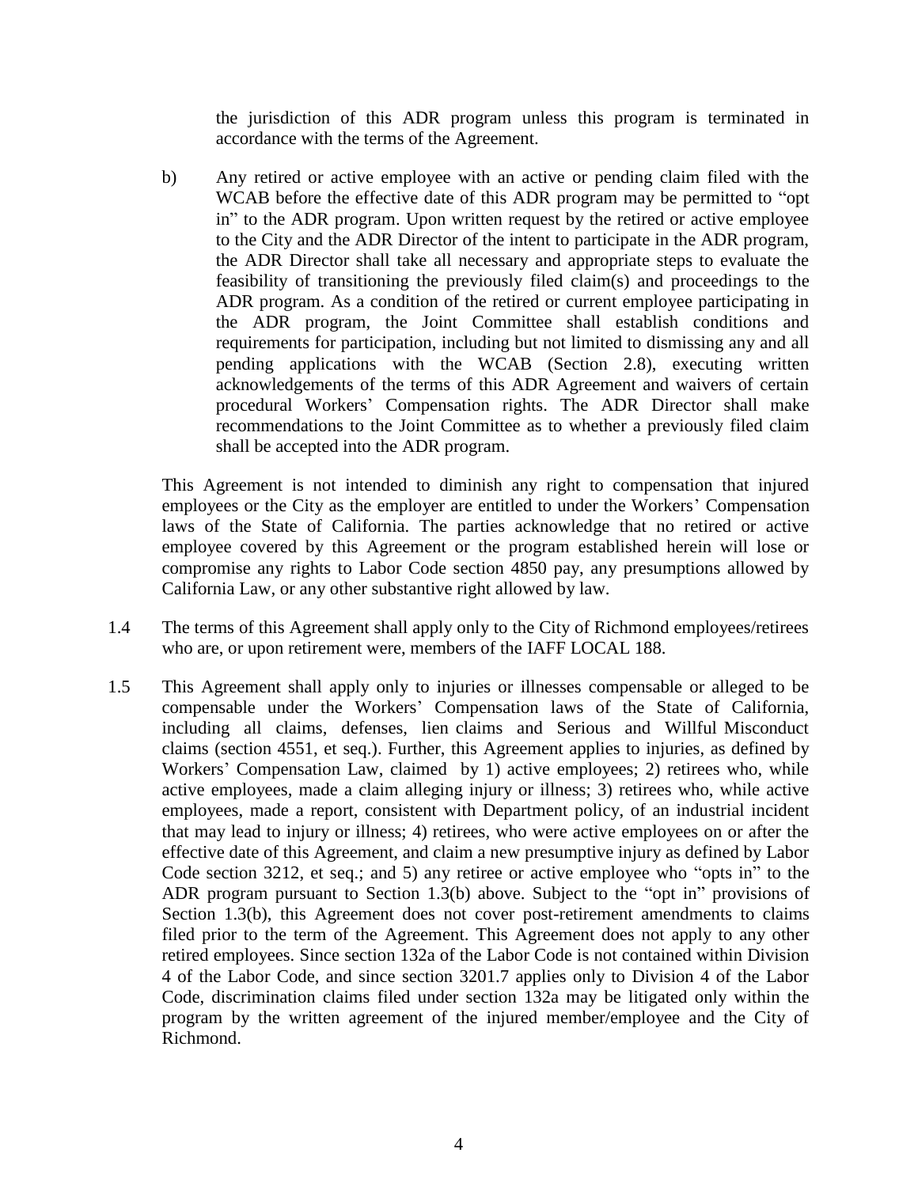the jurisdiction of this ADR program unless this program is terminated in accordance with the terms of the Agreement.

b) Any retired or active employee with an active or pending claim filed with the WCAB before the effective date of this ADR program may be permitted to "opt in" to the ADR program. Upon written request by the retired or active employee to the City and the ADR Director of the intent to participate in the ADR program, the ADR Director shall take all necessary and appropriate steps to evaluate the feasibility of transitioning the previously filed claim(s) and proceedings to the ADR program. As a condition of the retired or current employee participating in the ADR program, the Joint Committee shall establish conditions and requirements for participation, including but not limited to dismissing any and all pending applications with the WCAB (Section 2.8), executing written acknowledgements of the terms of this ADR Agreement and waivers of certain procedural Workers' Compensation rights. The ADR Director shall make recommendations to the Joint Committee as to whether a previously filed claim shall be accepted into the ADR program.

This Agreement is not intended to diminish any right to compensation that injured employees or the City as the employer are entitled to under the Workers' Compensation laws of the State of California. The parties acknowledge that no retired or active employee covered by this Agreement or the program established herein will lose or compromise any rights to Labor Code section 4850 pay, any presumptions allowed by California Law, or any other substantive right allowed by law.

1.4 The terms of this Agreement shall apply only to the City of Richmond employees/retirees who are, or upon retirement were, members of the IAFF LOCAL 188.

1.5 This Agreement shall apply only to injuries or illnesses compensable or alleged to be compensable under the Workers' Compensation laws of the State of California, including all claims, defenses, lien claims and Serious and Willful Misconduct claims (section 4551, et seq.). Further, this Agreement applies to injuries, as defined by Workers' Compensation Law, claimed by 1) active employees; 2) retirees who, while active employees, made a claim alleging injury or illness; 3) retirees who, while active employees, made a report, consistent with Department policy, of an industrial incident that may lead to injury or illness; 4) retirees, who were active employees on or after the effective date of this Agreement, and claim a new presumptive injury as defined by Labor Code section 3212, et seq.; and 5) any retiree or active employee who "opts in" to the ADR program pursuant to Section 1.3(b) above. Subject to the "opt in" provisions of Section 1.3(b), this Agreement does not cover post-retirement amendments to claims filed prior to the term of the Agreement. This Agreement does not apply to any other retired employees. Since section 132a of the Labor Code is not contained within Division 4 of the Labor Code, and since section 3201.7 applies only to Division 4 of the Labor Code, discrimination claims filed under section 132a may be litigated only within the program by the written agreement of the injured member/employee and the City of Richmond.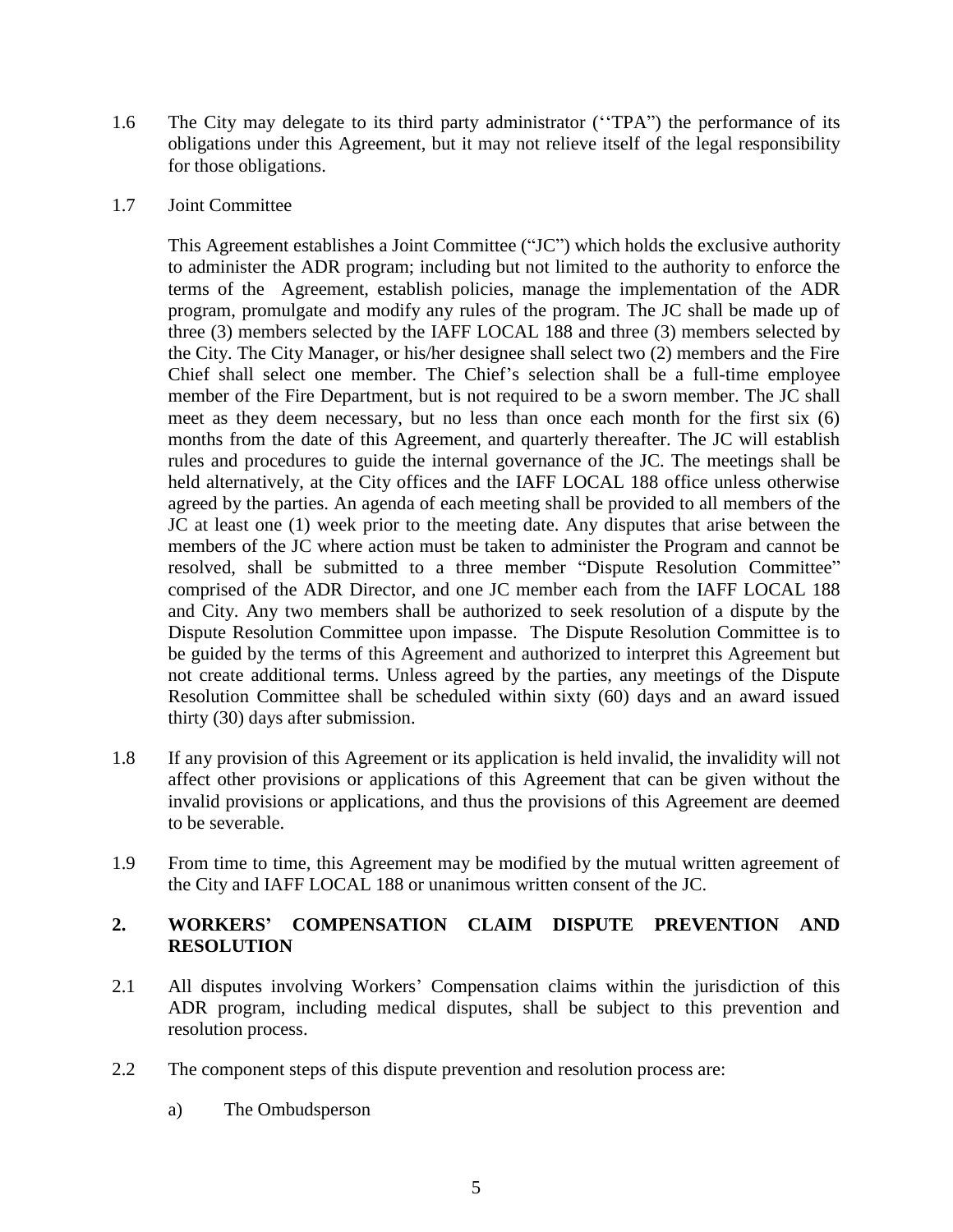1.6 The City may delegate to its third party administrator (''TPA") the performance of its obligations under this Agreement, but it may not relieve itself of the legal responsibility for those obligations.

1.7 Joint Committee

This Agreement establishes a Joint Committee ("JC") which holds the exclusive authority to administer the ADR program; including but not limited to the authority to enforce the terms of the Agreement, establish policies, manage the implementation of the ADR program, promulgate and modify any rules of the program. The JC shall be made up of three (3) members selected by the IAFF LOCAL 188 and three (3) members selected by the City. The City Manager, or his/her designee shall select two (2) members and the Fire Chief shall select one member. The Chief's selection shall be a full-time employee member of the Fire Department, but is not required to be a sworn member. The JC shall meet as they deem necessary, but no less than once each month for the first six (6) months from the date of this Agreement, and quarterly thereafter. The JC will establish rules and procedures to guide the internal governance of the JC. The meetings shall be held alternatively, at the City offices and the IAFF LOCAL 188 office unless otherwise agreed by the parties. An agenda of each meeting shall be provided to all members of the JC at least one (1) week prior to the meeting date. Any disputes that arise between the members of the JC where action must be taken to administer the Program and cannot be resolved, shall be submitted to a three member "Dispute Resolution Committee" comprised of the ADR Director, and one JC member each from the IAFF LOCAL 188 and City. Any two members shall be authorized to seek resolution of a dispute by the Dispute Resolution Committee upon impasse. The Dispute Resolution Committee is to be guided by the terms of this Agreement and authorized to interpret this Agreement but not create additional terms. Unless agreed by the parties, any meetings of the Dispute Resolution Committee shall be scheduled within sixty (60) days and an award issued thirty (30) days after submission.

1.8 If any provision of this Agreement or its application is held invalid, the invalidity will not affect other provisions or applications of this Agreement that can be given without the invalid provisions or applications, and thus the provisions of this Agreement are deemed to be severable.

1.9 From time to time, this Agreement may be modified by the mutual written agreement of the City and IAFF LOCAL 188 or unanimous written consent of the JC.

## 2. WORKERS' COMPENSATION CLAIM DISPUTE PREVENTION AND RESOLUTION

2.1 All disputes involving Workers' Compensation claims within the jurisdiction of this ADR program, including medical disputes, shall be subject to this prevention and resolution process.

2.2 The component steps of this dispute prevention and resolution process are:

a) The Ombudsperson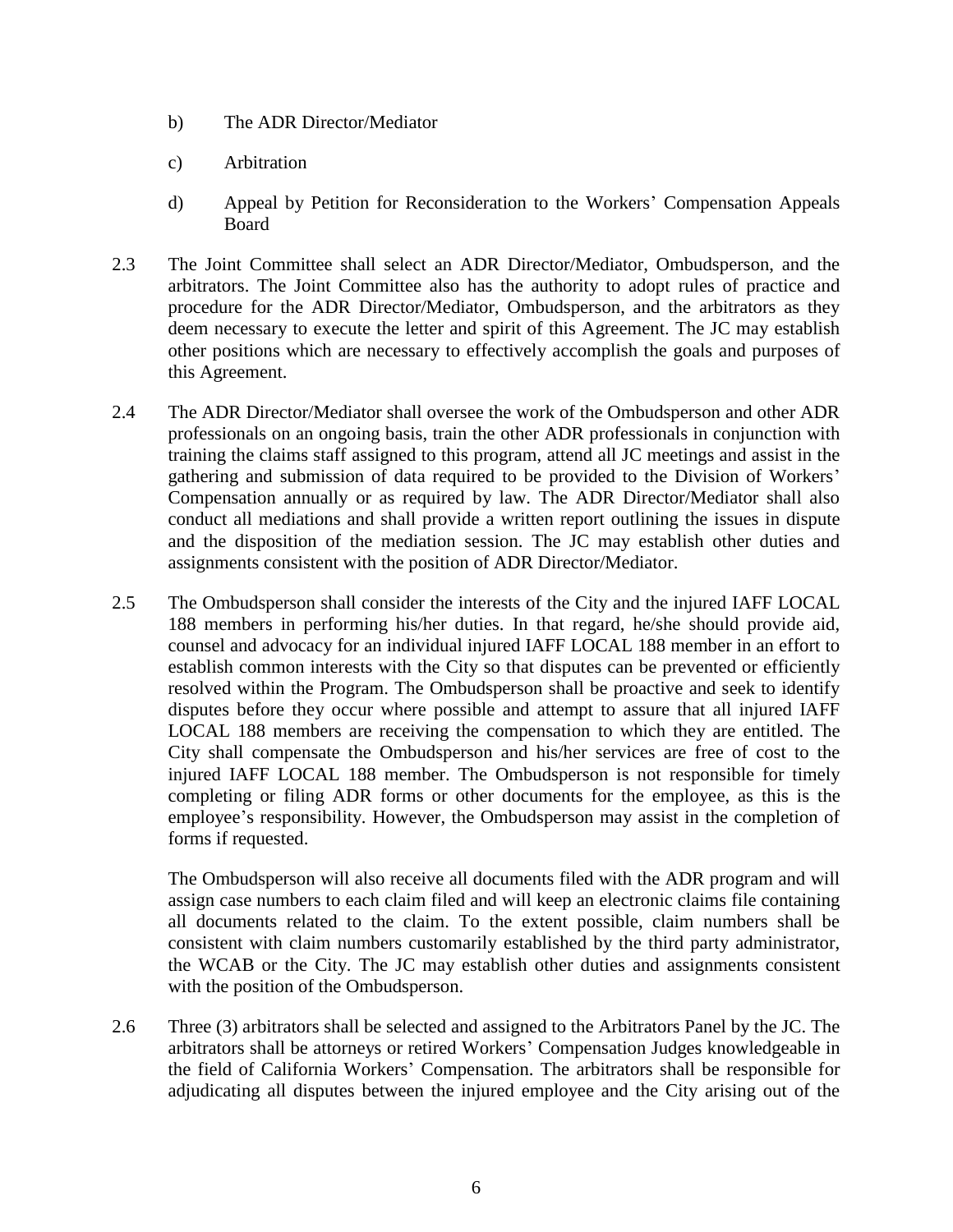b) The ADR Director/Mediator

c) Arbitration

d) Appeal by Petition for Reconsideration to the Workers' Compensation Appeals Board

2.3 The Joint Committee shall select an ADR Director/Mediator, Ombudsperson, and the arbitrators. The Joint Committee also has the authority to adopt rules of practice and procedure for the ADR Director/Mediator, Ombudsperson, and the arbitrators as they deem necessary to execute the letter and spirit of this Agreement. The JC may establish other positions which are necessary to effectively accomplish the goals and purposes of this Agreement.

2.4 The ADR Director/Mediator shall oversee the work of the Ombudsperson and other ADR professionals on an ongoing basis, train the other ADR professionals in conjunction with training the claims staff assigned to this program, attend all JC meetings and assist in the gathering and submission of data required to be provided to the Division of Workers' Compensation annually or as required by law. The ADR Director/Mediator shall also conduct all mediations and shall provide a written report outlining the issues in dispute and the disposition of the mediation session. The JC may establish other duties and assignments consistent with the position of ADR Director/Mediator.

2.5 The Ombudsperson shall consider the interests of the City and the injured IAFF LOCAL 188 members in performing his/her duties. In that regard, he/she should provide aid, counsel and advocacy for an individual injured IAFF LOCAL 188 member in an effort to establish common interests with the City so that disputes can be prevented or efficiently resolved within the Program. The Ombudsperson shall be proactive and seek to identify disputes before they occur where possible and attempt to assure that all injured IAFF LOCAL 188 members are receiving the compensation to which they are entitled. The City shall compensate the Ombudsperson and his/her services are free of cost to the injured IAFF LOCAL 188 member. The Ombudsperson is not responsible for timely completing or filing ADR forms or other documents for the employee, as this is the employee's responsibility. However, the Ombudsperson may assist in the completion of forms if requested.

The Ombudsperson will also receive all documents filed with the ADR program and will assign case numbers to each claim filed and will keep an electronic claims file containing all documents related to the claim. To the extent possible, claim numbers shall be consistent with claim numbers customarily established by the third party administrator, the WCAB or the City. The JC may establish other duties and assignments consistent with the position of the Ombudsperson.

2.6 Three (3) arbitrators shall be selected and assigned to the Arbitrators Panel by the JC. The arbitrators shall be attorneys or retired Workers' Compensation Judges knowledgeable in the field of California Workers' Compensation. The arbitrators shall be responsible for adjudicating all disputes between the injured employee and the City arising out of the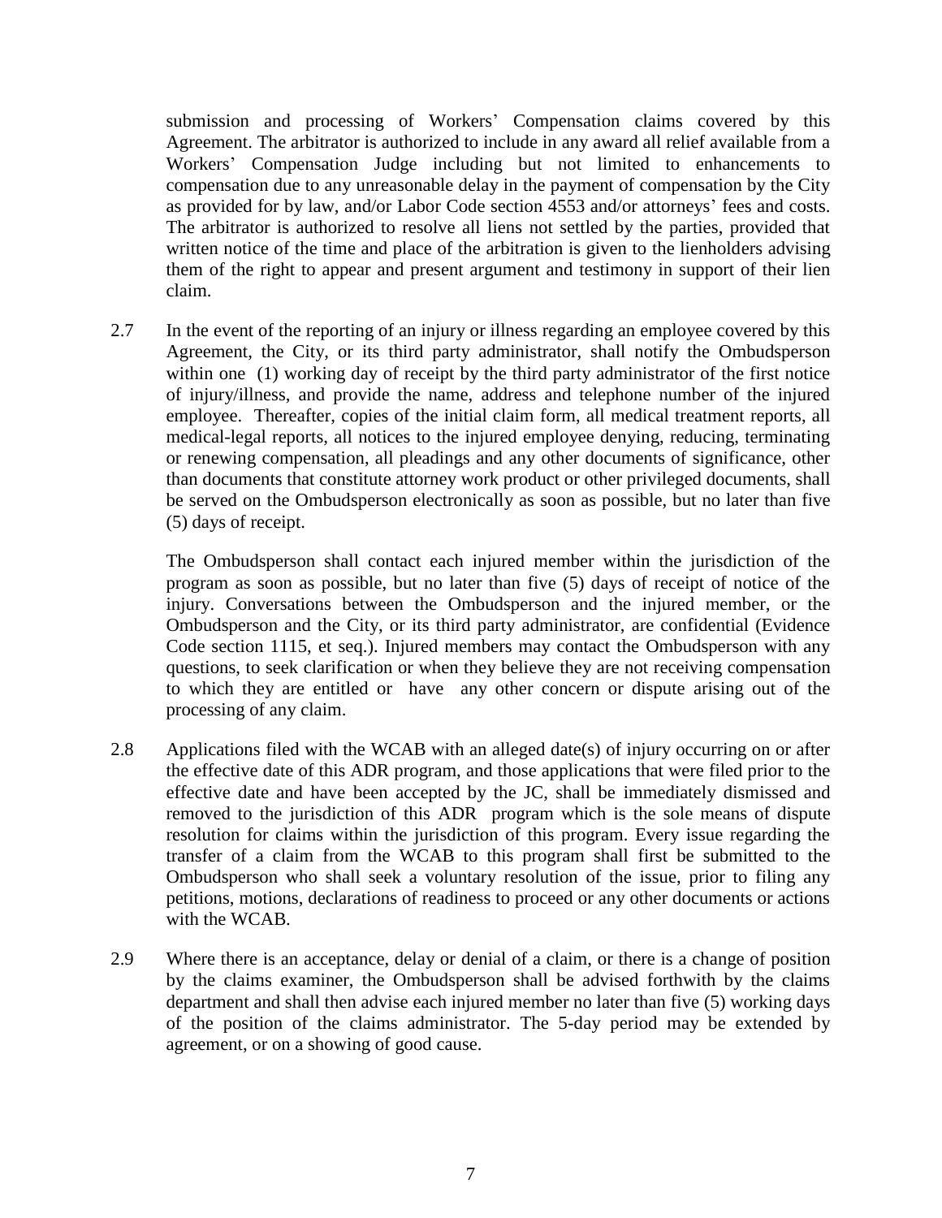submission and processing of Workers' Compensation claims covered by this Agreement. The arbitrator is authorized to include in any award all relief available from a Workers' Compensation Judge including but not limited to enhancements to compensation due to any unreasonable delay in the payment of compensation by the City as provided for by law, and/or Labor Code section 4553 and/or attorneys' fees and costs. The arbitrator is authorized to resolve all liens not settled by the parties, provided that written notice of the time and place of the arbitration is given to the lienholders advising them of the right to appear and present argument and testimony in support of their lien claim.

2.7 In the event of the reporting of an injury or illness regarding an employee covered by this Agreement, the City, or its third party administrator, shall notify the Ombudsperson within one (1) working day of receipt by the third party administrator of the first notice of injury/illness, and provide the name, address and telephone number of the injured employee. Thereafter, copies of the initial claim form, all medical treatment reports, all medical-legal reports, all notices to the injured employee denying, reducing, terminating or renewing compensation, all pleadings and any other documents of significance, other than documents that constitute attorney work product or other privileged documents, shall be served on the Ombudsperson electronically as soon as possible, but no later than five (5) days of receipt.

The Ombudsperson shall contact each injured member within the jurisdiction of the program as soon as possible, but no later than five (5) days of receipt of notice of the injury. Conversations between the Ombudsperson and the injured member, or the Ombudsperson and the City, or its third party administrator, are confidential (Evidence Code section 1115, et seq.). Injured members may contact the Ombudsperson with any questions, to seek clarification or when they believe they are not receiving compensation to which they are entitled or have any other concern or dispute arising out of the processing of any claim.

2.8 Applications filed with the WCAB with an alleged date(s) of injury occurring on or after the effective date of this ADR program, and those applications that were filed prior to the effective date and have been accepted by the JC, shall be immediately dismissed and removed to the jurisdiction of this ADR program which is the sole means of dispute resolution for claims within the jurisdiction of this program. Every issue regarding the transfer of a claim from the WCAB to this program shall first be submitted to the Ombudsperson who shall seek a voluntary resolution of the issue, prior to filing any petitions, motions, declarations of readiness to proceed or any other documents or actions with the WCAB.

2.9 Where there is an acceptance, delay or denial of a claim, or there is a change of position by the claims examiner, the Ombudsperson shall be advised forthwith by the claims department and shall then advise each injured member no later than five (5) working days of the position of the claims administrator. The 5-day period may be extended by agreement, or on a showing of good cause.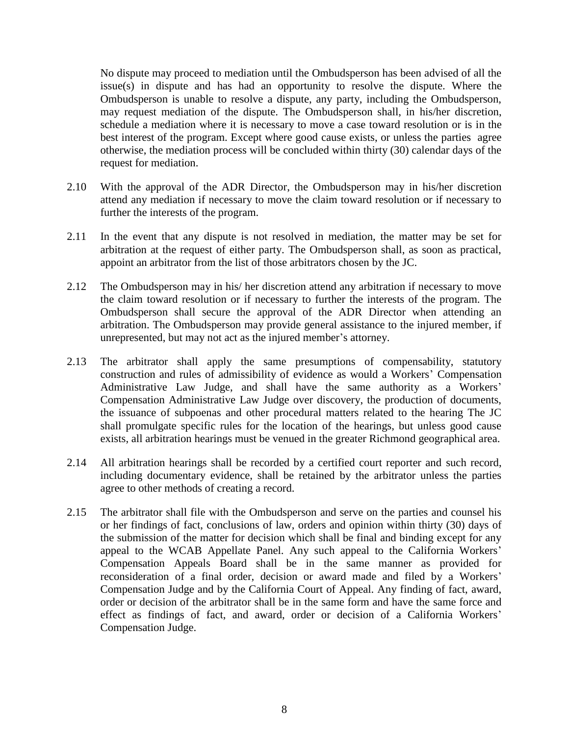No dispute may proceed to mediation until the Ombudsperson has been advised of all the issue(s) in dispute and has had an opportunity to resolve the dispute. Where the Ombudsperson is unable to resolve a dispute, any party, including the Ombudsperson, may request mediation of the dispute. The Ombudsperson shall, in his/her discretion, schedule a mediation where it is necessary to move a case toward resolution or is in the best interest of the program. Except where good cause exists, or unless the parties agree otherwise, the mediation process will be concluded within thirty (30) calendar days of the request for mediation.

2.10 With the approval of the ADR Director, the Ombudsperson may in his/her discretion attend any mediation if necessary to move the claim toward resolution or if necessary to further the interests of the program.

2.11 In the event that any dispute is not resolved in mediation, the matter may be set for arbitration at the request of either party. The Ombudsperson shall, as soon as practical, appoint an arbitrator from the list of those arbitrators chosen by the JC.

2.12 The Ombudsperson may in his/ her discretion attend any arbitration if necessary to move the claim toward resolution or if necessary to further the interests of the program. The Ombudsperson shall secure the approval of the ADR Director when attending an arbitration. The Ombudsperson may provide general assistance to the injured member, if unrepresented, but may not act as the injured member's attorney.

2.13 The arbitrator shall apply the same presumptions of compensability, statutory construction and rules of admissibility of evidence as would a Workers' Compensation Administrative Law Judge, and shall have the same authority as a Workers' Compensation Administrative Law Judge over discovery, the production of documents, the issuance of subpoenas and other procedural matters related to the hearing The JC shall promulgate specific rules for the location of the hearings, but unless good cause exists, all arbitration hearings must be venued in the greater Richmond geographical area.

2.14 All arbitration hearings shall be recorded by a certified court reporter and such record, including documentary evidence, shall be retained by the arbitrator unless the parties agree to other methods of creating a record.

2.15 The arbitrator shall file with the Ombudsperson and serve on the parties and counsel his or her findings of fact, conclusions of law, orders and opinion within thirty (30) days of the submission of the matter for decision which shall be final and binding except for any appeal to the WCAB Appellate Panel. Any such appeal to the California Workers' Compensation Appeals Board shall be in the same manner as provided for reconsideration of a final order, decision or award made and filed by a Workers' Compensation Judge and by the California Court of Appeal. Any finding of fact, award, order or decision of the arbitrator shall be in the same form and have the same force and effect as findings of fact, and award, order or decision of a California Workers' Compensation Judge.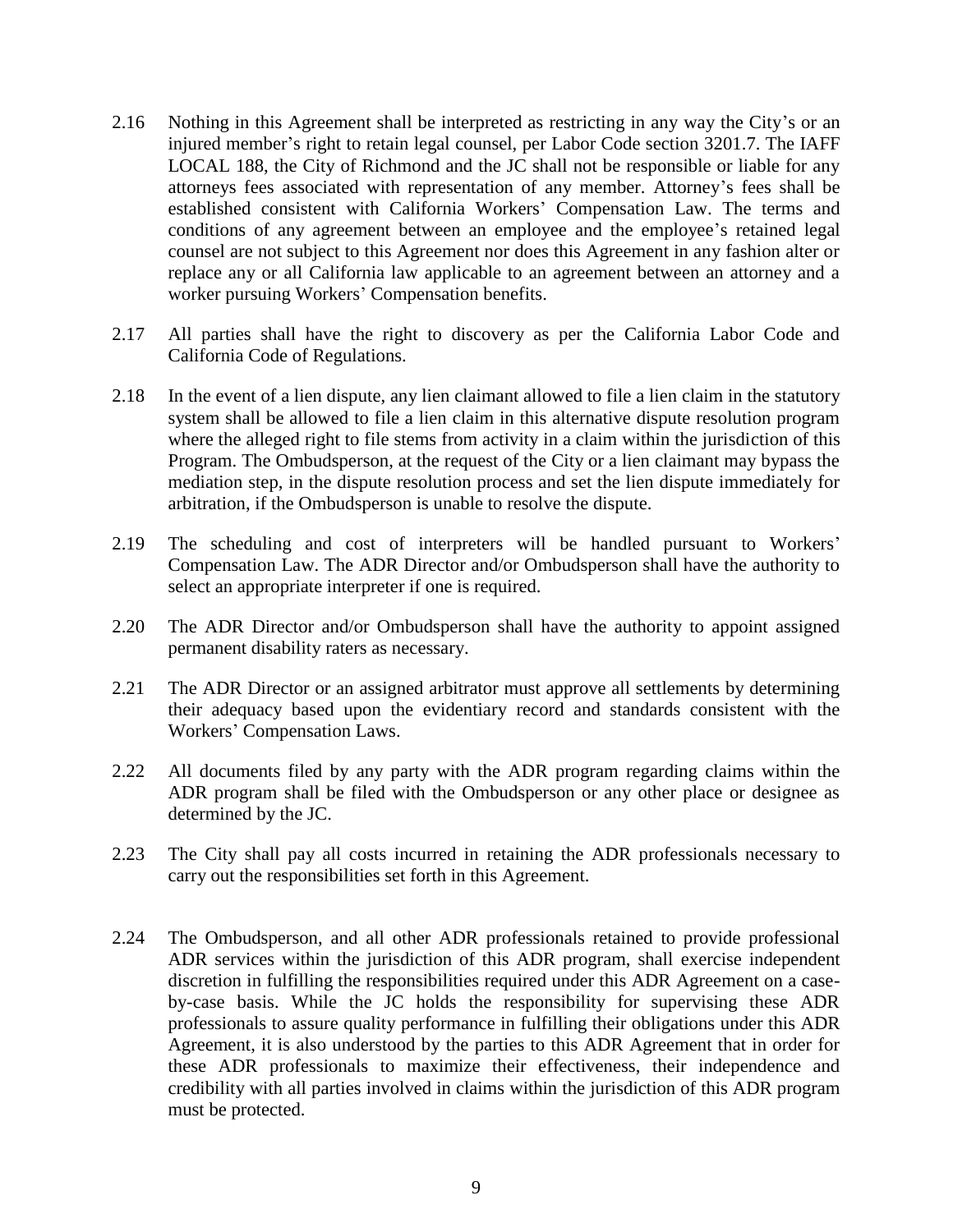2.16 Nothing in this Agreement shall be interpreted as restricting in any way the City's or an injured member's right to retain legal counsel, per Labor Code section 3201.7. The IAFF LOCAL 188, the City of Richmond and the JC shall not be responsible or liable for any attorneys fees associated with representation of any member. Attorney's fees shall be established consistent with California Workers' Compensation Law. The terms and conditions of any agreement between an employee and the employee's retained legal counsel are not subject to this Agreement nor does this Agreement in any fashion alter or replace any or all California law applicable to an agreement between an attorney and a worker pursuing Workers' Compensation benefits.

2.17 All parties shall have the right to discovery as per the California Labor Code and California Code of Regulations.

2.18 In the event of a lien dispute, any lien claimant allowed to file a lien claim in the statutory system shall be allowed to file a lien claim in this alternative dispute resolution program where the alleged right to file stems from activity in a claim within the jurisdiction of this Program. The Ombudsperson, at the request of the City or a lien claimant may bypass the mediation step, in the dispute resolution process and set the lien dispute immediately for arbitration, if the Ombudsperson is unable to resolve the dispute.

2.19 The scheduling and cost of interpreters will be handled pursuant to Workers' Compensation Law. The ADR Director and/or Ombudsperson shall have the authority to select an appropriate interpreter if one is required.

2.20 The ADR Director and/or Ombudsperson shall have the authority to appoint assigned permanent disability raters as necessary.

2.21 The ADR Director or an assigned arbitrator must approve all settlements by determining their adequacy based upon the evidentiary record and standards consistent with the Workers' Compensation Laws.

2.22 All documents filed by any party with the ADR program regarding claims within the ADR program shall be filed with the Ombudsperson or any other place or designee as determined by the JC.

2.23 The City shall pay all costs incurred in retaining the ADR professionals necessary to carry out the responsibilities set forth in this Agreement.

2.24 The Ombudsperson, and all other ADR professionals retained to provide professional ADR services within the jurisdiction of this ADR program, shall exercise independent discretion in fulfilling the responsibilities required under this ADR Agreement on a case-by-case basis. While the JC holds the responsibility for supervising these ADR professionals to assure quality performance in fulfilling their obligations under this ADR Agreement, it is also understood by the parties to this ADR Agreement that in order for these ADR professionals to maximize their effectiveness, their independence and credibility with all parties involved in claims within the jurisdiction of this ADR program must be protected.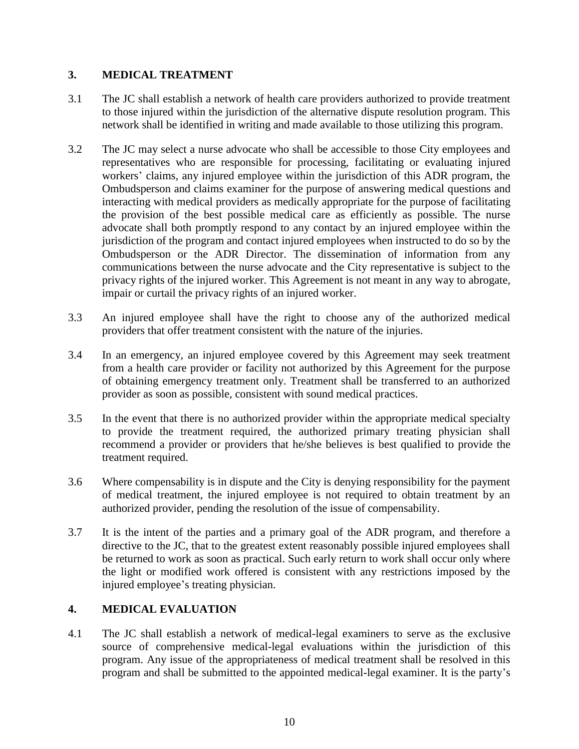## 3. MEDICAL TREATMENT

3.1 The JC shall establish a network of health care providers authorized to provide treatment to those injured within the jurisdiction of the alternative dispute resolution program. This network shall be identified in writing and made available to those utilizing this program.

3.2 The JC may select a nurse advocate who shall be accessible to those City employees and representatives who are responsible for processing, facilitating or evaluating injured workers' claims, any injured employee within the jurisdiction of this ADR program, the Ombudsperson and claims examiner for the purpose of answering medical questions and interacting with medical providers as medically appropriate for the purpose of facilitating the provision of the best possible medical care as efficiently as possible. The nurse advocate shall both promptly respond to any contact by an injured employee within the jurisdiction of the program and contact injured employees when instructed to do so by the Ombudsperson or the ADR Director. The dissemination of information from any communications between the nurse advocate and the City representative is subject to the privacy rights of the injured worker. This Agreement is not meant in any way to abrogate, impair or curtail the privacy rights of an injured worker.

3.3 An injured employee shall have the right to choose any of the authorized medical providers that offer treatment consistent with the nature of the injuries.

3.4 In an emergency, an injured employee covered by this Agreement may seek treatment from a health care provider or facility not authorized by this Agreement for the purpose of obtaining emergency treatment only. Treatment shall be transferred to an authorized provider as soon as possible, consistent with sound medical practices.

3.5 In the event that there is no authorized provider within the appropriate medical specialty to provide the treatment required, the authorized primary treating physician shall recommend a provider or providers that he/she believes is best qualified to provide the treatment required.

3.6 Where compensability is in dispute and the City is denying responsibility for the payment of medical treatment, the injured employee is not required to obtain treatment by an authorized provider, pending the resolution of the issue of compensability.

3.7 It is the intent of the parties and a primary goal of the ADR program, and therefore a directive to the JC, that to the greatest extent reasonably possible injured employees shall be returned to work as soon as practical. Such early return to work shall occur only where the light or modified work offered is consistent with any restrictions imposed by the injured employee's treating physician.

## 4. MEDICAL EVALUATION

4.1 The JC shall establish a network of medical-legal examiners to serve as the exclusive source of comprehensive medical-legal evaluations within the jurisdiction of this program. Any issue of the appropriateness of medical treatment shall be resolved in this program and shall be submitted to the appointed medical-legal examiner. It is the party's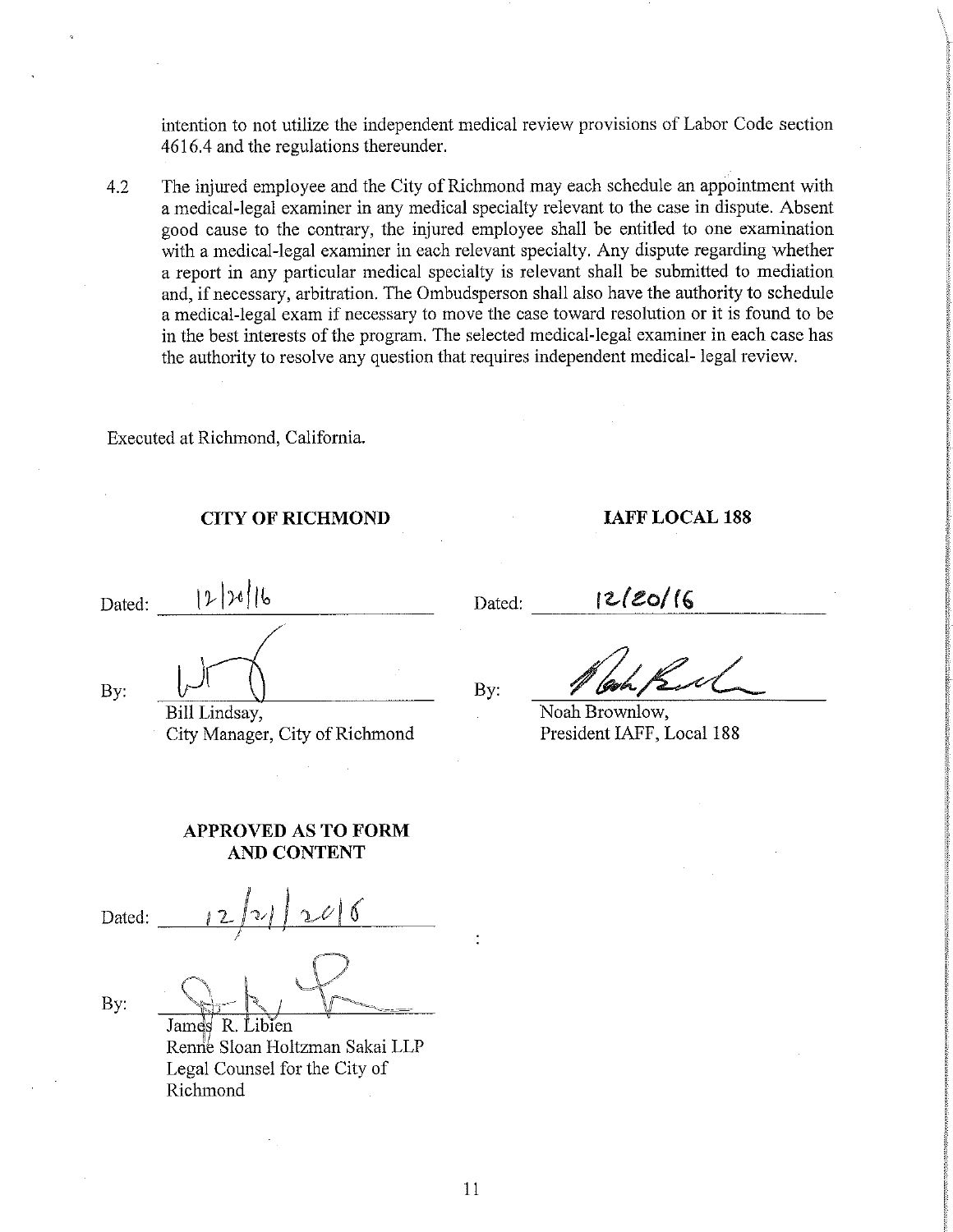intention to not utilize the independent medical review provisions of Labor Code section 4616.4 and the regulations thereunder.

4.2 The injured employee and the City of Richmond may each schedule an appointment with a medical-legal examiner in any medical specialty relevant to the case in dispute. Absent good cause to the contrary, the injured employee shall be entitled to one examination with a medical-legal examiner in each relevant specialty. Any dispute regarding whether a report in any particular medical specialty is relevant shall be submitted to mediation and, if necessary, arbitration. The Ombudsperson shall also have the authority to schedule a medical-legal exam if necessary to move the case toward resolution or it is found to be in the best interests of the program. The selected medical-legal examiner in each case has the authority to resolve any question that requires independent medical- legal review.

Executed at Richmond, California.

**CITY OF RICHMOND**

Dated: 12/20/16

By: Bill Lindsay,
City Manager, City of Richmond

**IAFF LOCAL 188**

Dated: 12/20/16

By: Noah Brownlow,
President IAFF, Local 188

**APPROVED AS TO FORM AND CONTENT**

Dated: 12/21/2016

By: James R. Libien
Renne Sloan Holtzman Sakai LLP
Legal Counsel for the City of Richmond